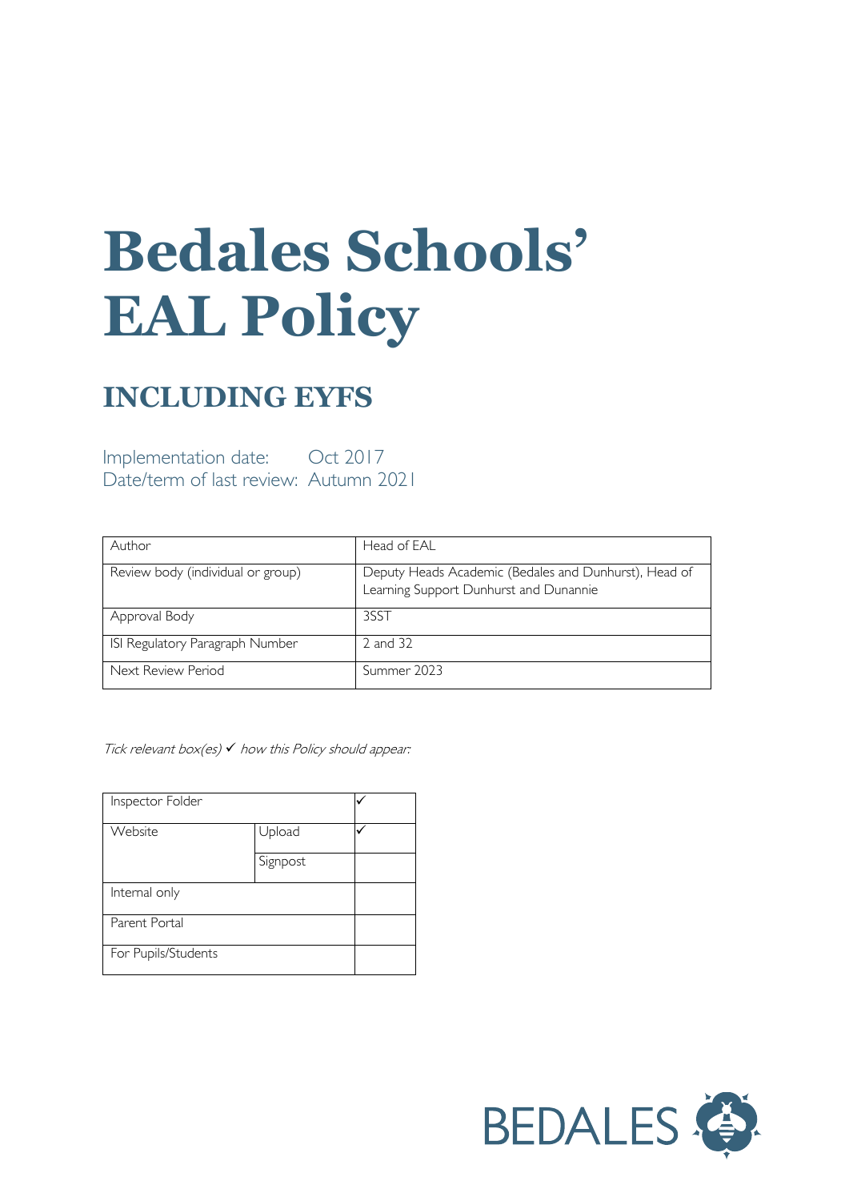# Bedales Schools' EAL Policy

## INCLUDING EYFS

Implementation date: Oct 2017
Date/term of last review: Autumn 2021

| Author | Head of EAL |
|---|---|
| Review body (individual or group) | Deputy Heads Academic (Bedales and Dunhurst), Head of Learning Support Dunhurst and Dunannie |
| Approval Body | 3SST |
| ISI Regulatory Paragraph Number | 2 and 32 |
| Next Review Period | Summer 2023 |

*Tick relevant box(es) ✓ how this Policy should appear:*

| Inspector Folder | | ✓ |
|---|---|---|
| Website | Upload | ✓ |
| | Signpost | |
| Internal only | | |
| Parent Portal | | |
| For Pupils/Students | | |

BEDALES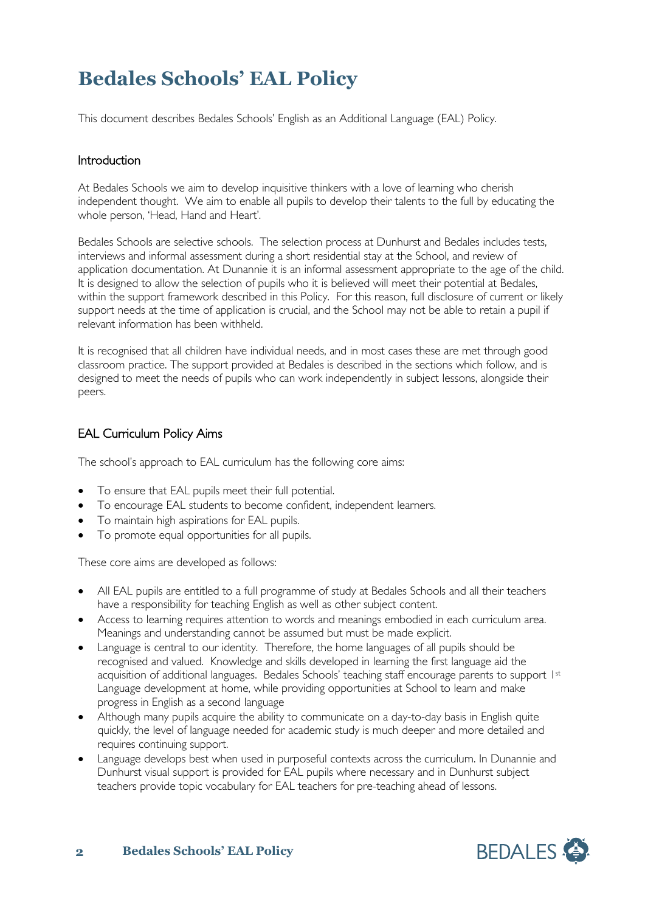# Bedales Schools' EAL Policy

This document describes Bedales Schools' English as an Additional Language (EAL) Policy.

## Introduction

At Bedales Schools we aim to develop inquisitive thinkers with a love of learning who cherish independent thought. We aim to enable all pupils to develop their talents to the full by educating the whole person, 'Head, Hand and Heart'.

Bedales Schools are selective schools. The selection process at Dunhurst and Bedales includes tests, interviews and informal assessment during a short residential stay at the School, and review of application documentation. At Dunannie it is an informal assessment appropriate to the age of the child. It is designed to allow the selection of pupils who it is believed will meet their potential at Bedales, within the support framework described in this Policy. For this reason, full disclosure of current or likely support needs at the time of application is crucial, and the School may not be able to retain a pupil if relevant information has been withheld.

It is recognised that all children have individual needs, and in most cases these are met through good classroom practice. The support provided at Bedales is described in the sections which follow, and is designed to meet the needs of pupils who can work independently in subject lessons, alongside their peers.

## EAL Curriculum Policy Aims

The school's approach to EAL curriculum has the following core aims:

- To ensure that EAL pupils meet their full potential.
- To encourage EAL students to become confident, independent learners.
- To maintain high aspirations for EAL pupils.
- To promote equal opportunities for all pupils.

These core aims are developed as follows:

- All EAL pupils are entitled to a full programme of study at Bedales Schools and all their teachers have a responsibility for teaching English as well as other subject content.
- Access to learning requires attention to words and meanings embodied in each curriculum area. Meanings and understanding cannot be assumed but must be made explicit.
- Language is central to our identity. Therefore, the home languages of all pupils should be recognised and valued. Knowledge and skills developed in learning the first language aid the acquisition of additional languages. Bedales Schools' teaching staff encourage parents to support 1st Language development at home, while providing opportunities at School to learn and make progress in English as a second language
- Although many pupils acquire the ability to communicate on a day-to-day basis in English quite quickly, the level of language needed for academic study is much deeper and more detailed and requires continuing support.
- Language develops best when used in purposeful contexts across the curriculum. In Dunannie and Dunhurst visual support is provided for EAL pupils where necessary and in Dunhurst subject teachers provide topic vocabulary for EAL teachers for pre-teaching ahead of lessons.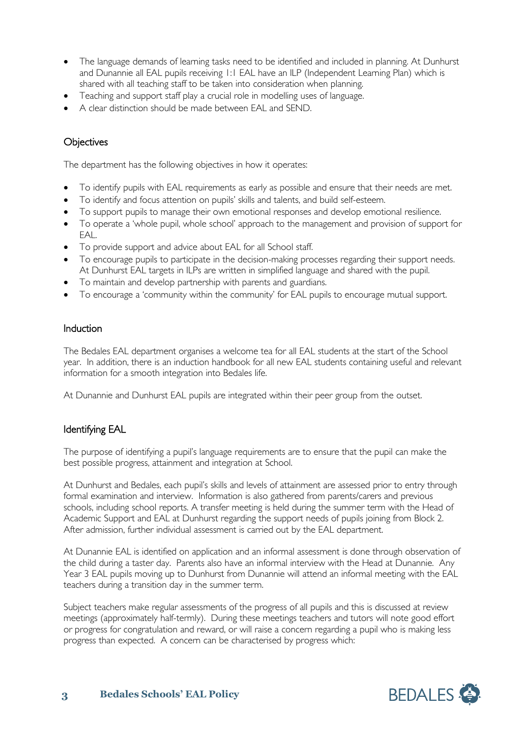- The language demands of learning tasks need to be identified and included in planning. At Dunhurst and Dunannie all EAL pupils receiving 1:1 EAL have an ILP (Independent Learning Plan) which is shared with all teaching staff to be taken into consideration when planning.
- Teaching and support staff play a crucial role in modelling uses of language.
- A clear distinction should be made between EAL and SEND.

## Objectives

The department has the following objectives in how it operates:

- To identify pupils with EAL requirements as early as possible and ensure that their needs are met.
- To identify and focus attention on pupils' skills and talents, and build self-esteem.
- To support pupils to manage their own emotional responses and develop emotional resilience.
- To operate a 'whole pupil, whole school' approach to the management and provision of support for EAL.
- To provide support and advice about EAL for all School staff.
- To encourage pupils to participate in the decision-making processes regarding their support needs. At Dunhurst EAL targets in ILPs are written in simplified language and shared with the pupil.
- To maintain and develop partnership with parents and guardians.
- To encourage a 'community within the community' for EAL pupils to encourage mutual support.

## Induction

The Bedales EAL department organises a welcome tea for all EAL students at the start of the School year. In addition, there is an induction handbook for all new EAL students containing useful and relevant information for a smooth integration into Bedales life.

At Dunannie and Dunhurst EAL pupils are integrated within their peer group from the outset.

## Identifying EAL

The purpose of identifying a pupil's language requirements are to ensure that the pupil can make the best possible progress, attainment and integration at School.

At Dunhurst and Bedales, each pupil's skills and levels of attainment are assessed prior to entry through formal examination and interview. Information is also gathered from parents/carers and previous schools, including school reports. A transfer meeting is held during the summer term with the Head of Academic Support and EAL at Dunhurst regarding the support needs of pupils joining from Block 2. After admission, further individual assessment is carried out by the EAL department.

At Dunannie EAL is identified on application and an informal assessment is done through observation of the child during a taster day. Parents also have an informal interview with the Head at Dunannie. Any Year 3 EAL pupils moving up to Dunhurst from Dunannie will attend an informal meeting with the EAL teachers during a transition day in the summer term.

Subject teachers make regular assessments of the progress of all pupils and this is discussed at review meetings (approximately half-termly). During these meetings teachers and tutors will note good effort or progress for congratulation and reward, or will raise a concern regarding a pupil who is making less progress than expected. A concern can be characterised by progress which: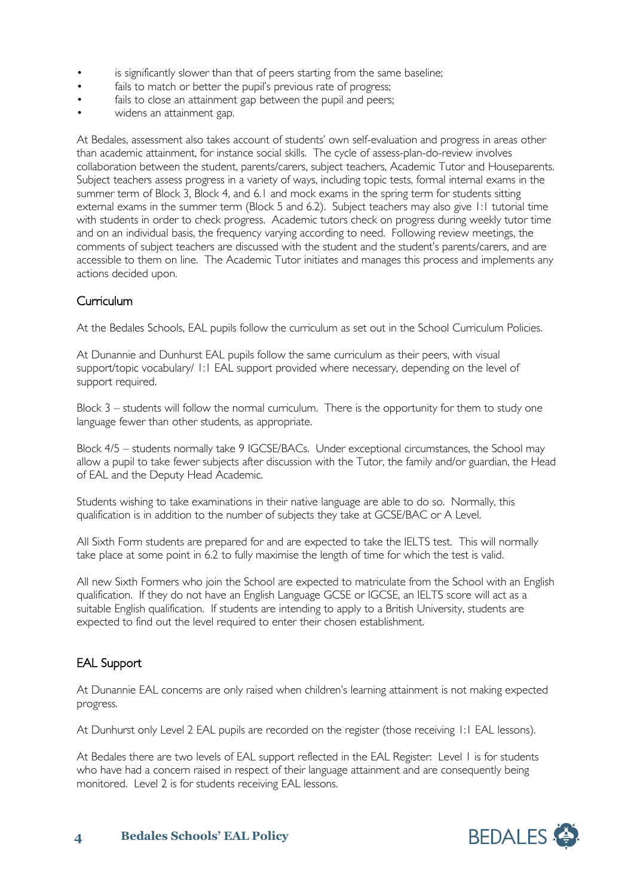- is significantly slower than that of peers starting from the same baseline;
- fails to match or better the pupil's previous rate of progress;
- fails to close an attainment gap between the pupil and peers;
- widens an attainment gap.

At Bedales, assessment also takes account of students' own self-evaluation and progress in areas other than academic attainment, for instance social skills. The cycle of assess-plan-do-review involves collaboration between the student, parents/carers, subject teachers, Academic Tutor and Houseparents. Subject teachers assess progress in a variety of ways, including topic tests, formal internal exams in the summer term of Block 3, Block 4, and 6.1 and mock exams in the spring term for students sitting external exams in the summer term (Block 5 and 6.2). Subject teachers may also give 1:1 tutorial time with students in order to check progress. Academic tutors check on progress during weekly tutor time and on an individual basis, the frequency varying according to need. Following review meetings, the comments of subject teachers are discussed with the student and the student's parents/carers, and are accessible to them on line. The Academic Tutor initiates and manages this process and implements any actions decided upon.

## Curriculum

At the Bedales Schools, EAL pupils follow the curriculum as set out in the School Curriculum Policies.

At Dunannie and Dunhurst EAL pupils follow the same curriculum as their peers, with visual support/topic vocabulary/ 1:1 EAL support provided where necessary, depending on the level of support required.

Block 3 – students will follow the normal curriculum. There is the opportunity for them to study one language fewer than other students, as appropriate.

Block 4/5 – students normally take 9 IGCSE/BACs. Under exceptional circumstances, the School may allow a pupil to take fewer subjects after discussion with the Tutor, the family and/or guardian, the Head of EAL and the Deputy Head Academic.

Students wishing to take examinations in their native language are able to do so. Normally, this qualification is in addition to the number of subjects they take at GCSE/BAC or A Level.

All Sixth Form students are prepared for and are expected to take the IELTS test. This will normally take place at some point in 6.2 to fully maximise the length of time for which the test is valid.

All new Sixth Formers who join the School are expected to matriculate from the School with an English qualification. If they do not have an English Language GCSE or IGCSE, an IELTS score will act as a suitable English qualification. If students are intending to apply to a British University, students are expected to find out the level required to enter their chosen establishment.

## EAL Support

At Dunannie EAL concerns are only raised when children's learning attainment is not making expected progress.

At Dunhurst only Level 2 EAL pupils are recorded on the register (those receiving 1:1 EAL lessons).

At Bedales there are two levels of EAL support reflected in the EAL Register: Level 1 is for students who have had a concern raised in respect of their language attainment and are consequently being monitored. Level 2 is for students receiving EAL lessons.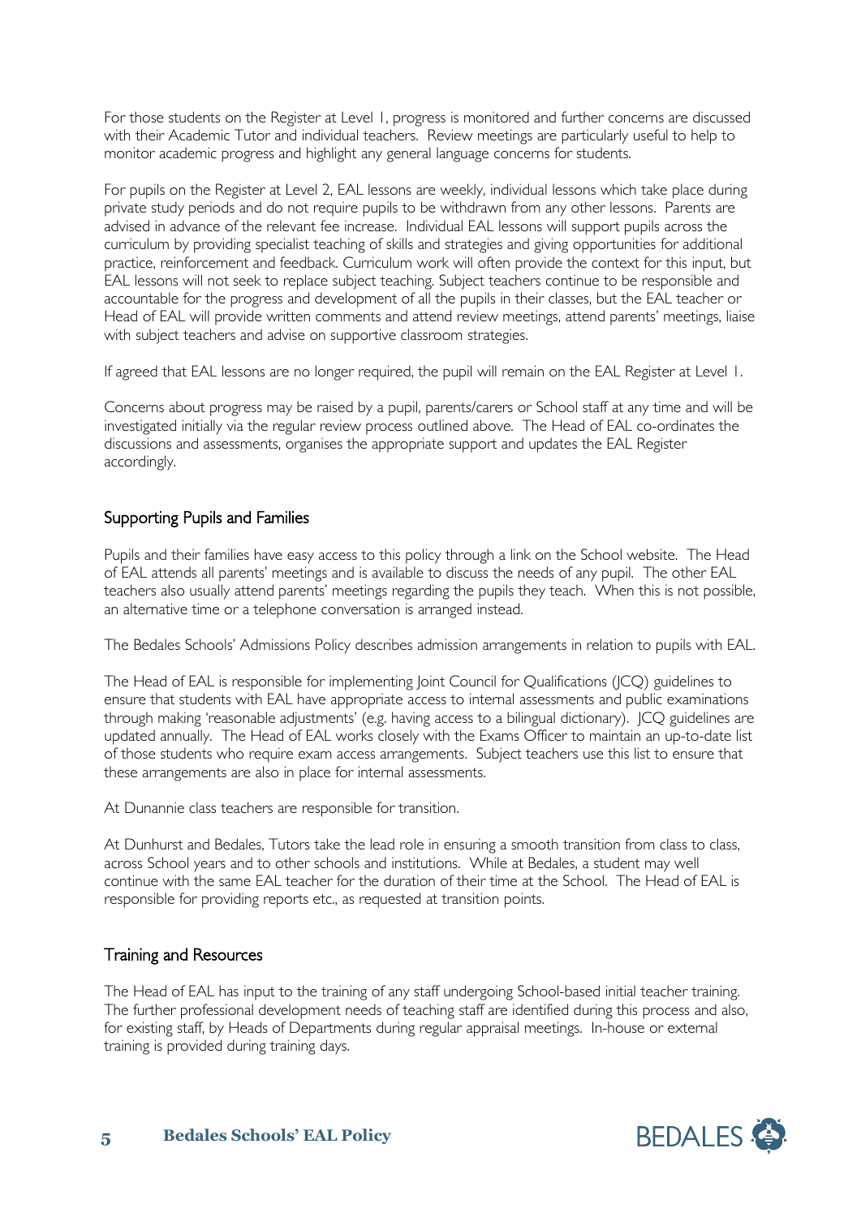For those students on the Register at Level 1, progress is monitored and further concerns are discussed with their Academic Tutor and individual teachers. Review meetings are particularly useful to help to monitor academic progress and highlight any general language concerns for students.

For pupils on the Register at Level 2, EAL lessons are weekly, individual lessons which take place during private study periods and do not require pupils to be withdrawn from any other lessons. Parents are advised in advance of the relevant fee increase. Individual EAL lessons will support pupils across the curriculum by providing specialist teaching of skills and strategies and giving opportunities for additional practice, reinforcement and feedback. Curriculum work will often provide the context for this input, but EAL lessons will not seek to replace subject teaching. Subject teachers continue to be responsible and accountable for the progress and development of all the pupils in their classes, but the EAL teacher or Head of EAL will provide written comments and attend review meetings, attend parents' meetings, liaise with subject teachers and advise on supportive classroom strategies.

If agreed that EAL lessons are no longer required, the pupil will remain on the EAL Register at Level 1.

Concerns about progress may be raised by a pupil, parents/carers or School staff at any time and will be investigated initially via the regular review process outlined above. The Head of EAL co-ordinates the discussions and assessments, organises the appropriate support and updates the EAL Register accordingly.

## Supporting Pupils and Families

Pupils and their families have easy access to this policy through a link on the School website. The Head of EAL attends all parents' meetings and is available to discuss the needs of any pupil. The other EAL teachers also usually attend parents' meetings regarding the pupils they teach. When this is not possible, an alternative time or a telephone conversation is arranged instead.

The Bedales Schools' Admissions Policy describes admission arrangements in relation to pupils with EAL.

The Head of EAL is responsible for implementing Joint Council for Qualifications (JCQ) guidelines to ensure that students with EAL have appropriate access to internal assessments and public examinations through making 'reasonable adjustments' (e.g. having access to a bilingual dictionary). JCQ guidelines are updated annually. The Head of EAL works closely with the Exams Officer to maintain an up-to-date list of those students who require exam access arrangements. Subject teachers use this list to ensure that these arrangements are also in place for internal assessments.

At Dunannie class teachers are responsible for transition.

At Dunhurst and Bedales, Tutors take the lead role in ensuring a smooth transition from class to class, across School years and to other schools and institutions. While at Bedales, a student may well continue with the same EAL teacher for the duration of their time at the School. The Head of EAL is responsible for providing reports etc., as requested at transition points.

## Training and Resources

The Head of EAL has input to the training of any staff undergoing School-based initial teacher training. The further professional development needs of teaching staff are identified during this process and also, for existing staff, by Heads of Departments during regular appraisal meetings. In-house or external training is provided during training days.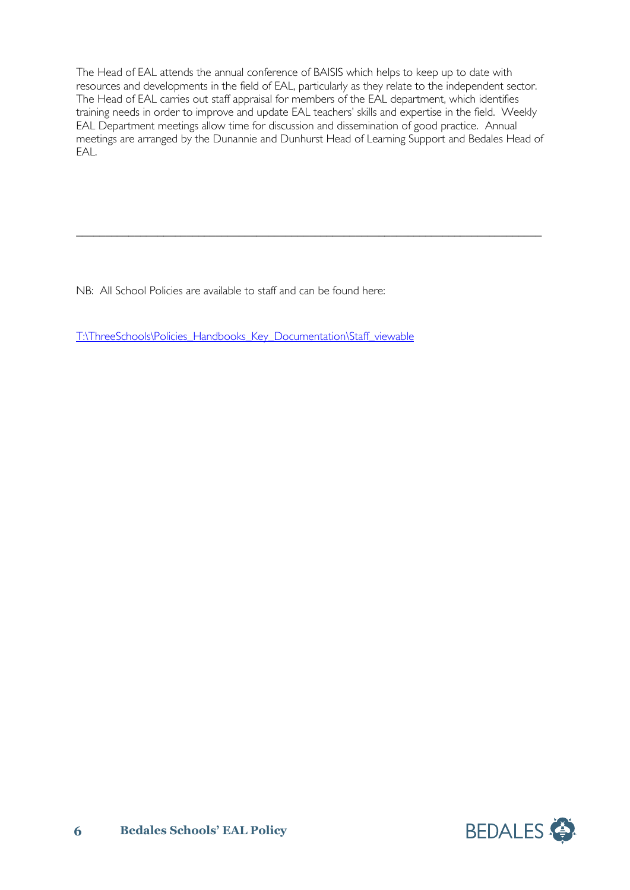The Head of EAL attends the annual conference of BAISIS which helps to keep up to date with resources and developments in the field of EAL, particularly as they relate to the independent sector. The Head of EAL carries out staff appraisal for members of the EAL department, which identifies training needs in order to improve and update EAL teachers' skills and expertise in the field. Weekly EAL Department meetings allow time for discussion and dissemination of good practice. Annual meetings are arranged by the Dunannie and Dunhurst Head of Learning Support and Bedales Head of EAL.

---

NB: All School Policies are available to staff and can be found here:

T:\ThreeSchools\Policies_Handbooks_Key_Documentation\Staff_viewable